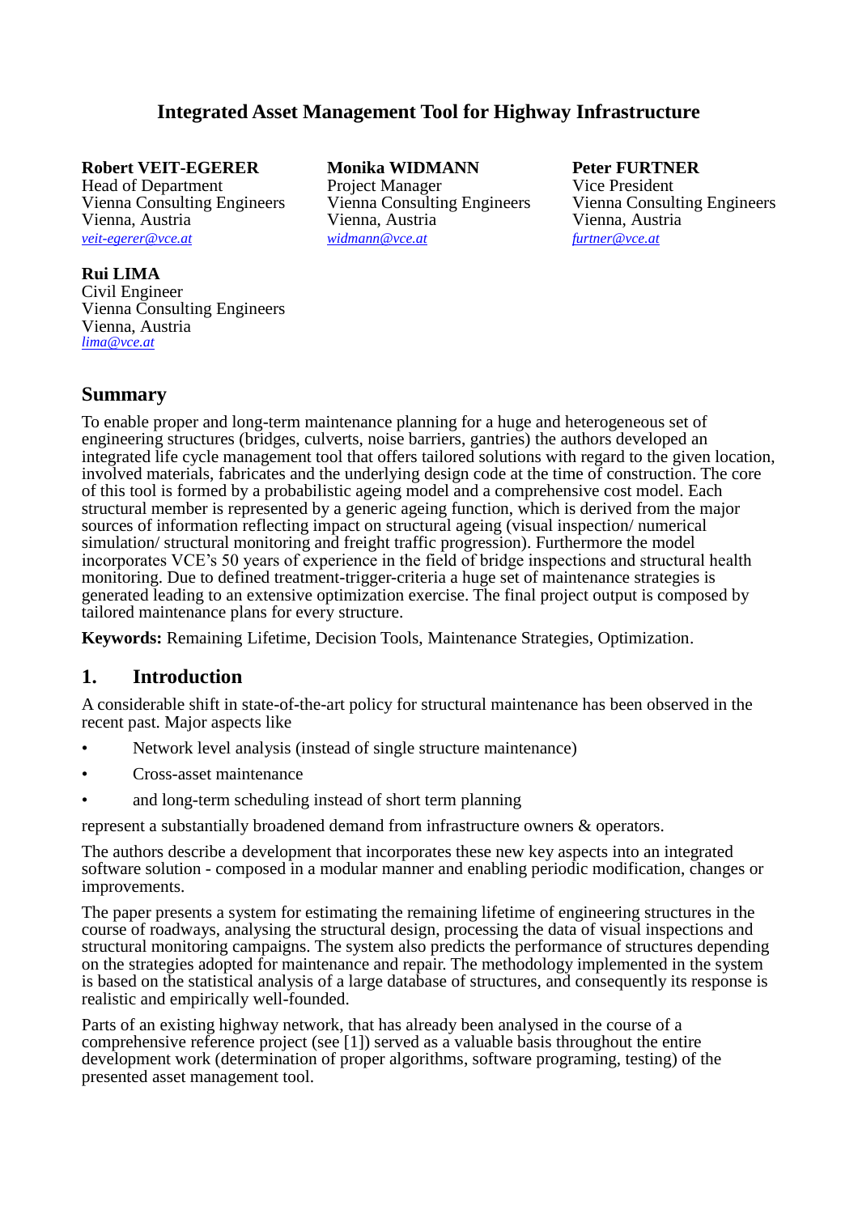# Integrated Asset Management Tool for Highway Infrastructure

**Robert VEIT-EGERER**
Head of Department
Vienna Consulting Engineers
Vienna, Austria
*veit-egerer@vce.at*

**Monika WIDMANN**
Project Manager
Vienna Consulting Engineers
Vienna, Austria
*widmann@vce.at*

**Peter FURTNER**
Vice President
Vienna Consulting Engineers
Vienna, Austria
*furtner@vce.at*

**Rui LIMA**
Civil Engineer
Vienna Consulting Engineers
Vienna, Austria
*lima@vce.at*

## Summary

To enable proper and long-term maintenance planning for a huge and heterogeneous set of engineering structures (bridges, culverts, noise barriers, gantries) the authors developed an integrated life cycle management tool that offers tailored solutions with regard to the given location, involved materials, fabricates and the underlying design code at the time of construction. The core of this tool is formed by a probabilistic ageing model and a comprehensive cost model. Each structural member is represented by a generic ageing function, which is derived from the major sources of information reflecting impact on structural ageing (visual inspection/ numerical simulation/ structural monitoring and freight traffic progression). Furthermore the model incorporates VCE's 50 years of experience in the field of bridge inspections and structural health monitoring. Due to defined treatment-trigger-criteria a huge set of maintenance strategies is generated leading to an extensive optimization exercise. The final project output is composed by tailored maintenance plans for every structure.

**Keywords:** Remaining Lifetime, Decision Tools, Maintenance Strategies, Optimization.

## 1. Introduction

A considerable shift in state-of-the-art policy for structural maintenance has been observed in the recent past. Major aspects like

- Network level analysis (instead of single structure maintenance)
- Cross-asset maintenance
- and long-term scheduling instead of short term planning

represent a substantially broadened demand from infrastructure owners & operators.

The authors describe a development that incorporates these new key aspects into an integrated software solution - composed in a modular manner and enabling periodic modification, changes or improvements.

The paper presents a system for estimating the remaining lifetime of engineering structures in the course of roadways, analysing the structural design, processing the data of visual inspections and structural monitoring campaigns. The system also predicts the performance of structures depending on the strategies adopted for maintenance and repair. The methodology implemented in the system is based on the statistical analysis of a large database of structures, and consequently its response is realistic and empirically well-founded.

Parts of an existing highway network, that has already been analysed in the course of a comprehensive reference project (see [1]) served as a valuable basis throughout the entire development work (determination of proper algorithms, software programing, testing) of the presented asset management tool.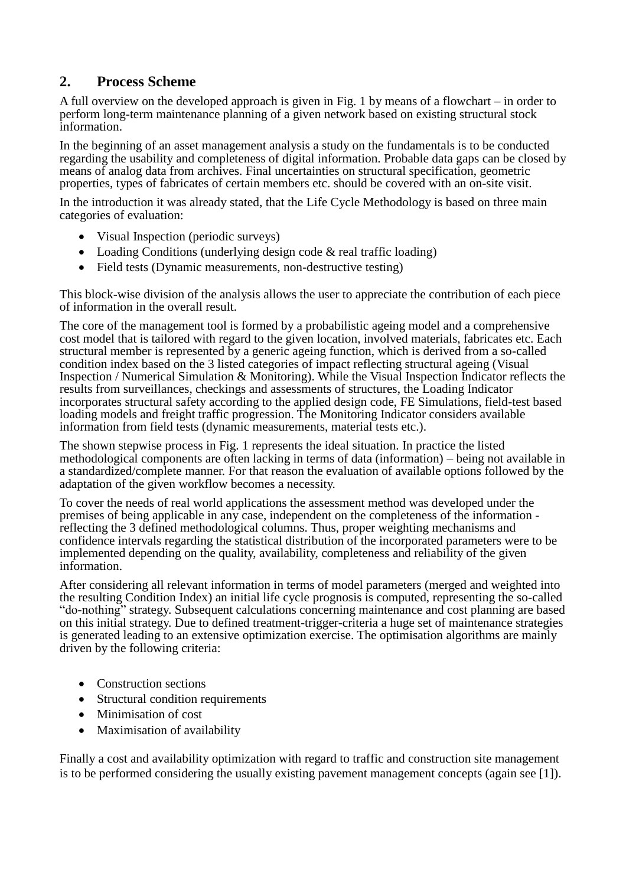## 2. Process Scheme

A full overview on the developed approach is given in Fig. 1 by means of a flowchart – in order to perform long-term maintenance planning of a given network based on existing structural stock information.

In the beginning of an asset management analysis a study on the fundamentals is to be conducted regarding the usability and completeness of digital information. Probable data gaps can be closed by means of analog data from archives. Final uncertainties on structural specification, geometric properties, types of fabricates of certain members etc. should be covered with an on-site visit.

In the introduction it was already stated, that the Life Cycle Methodology is based on three main categories of evaluation:

- Visual Inspection (periodic surveys)
- Loading Conditions (underlying design code & real traffic loading)
- Field tests (Dynamic measurements, non-destructive testing)

This block-wise division of the analysis allows the user to appreciate the contribution of each piece of information in the overall result.

The core of the management tool is formed by a probabilistic ageing model and a comprehensive cost model that is tailored with regard to the given location, involved materials, fabricates etc. Each structural member is represented by a generic ageing function, which is derived from a so-called condition index based on the 3 listed categories of impact reflecting structural ageing (Visual Inspection / Numerical Simulation & Monitoring). While the Visual Inspection Indicator reflects the results from surveillances, checkings and assessments of structures, the Loading Indicator incorporates structural safety according to the applied design code, FE Simulations, field-test based loading models and freight traffic progression. The Monitoring Indicator considers available information from field tests (dynamic measurements, material tests etc.).

The shown stepwise process in Fig. 1 represents the ideal situation. In practice the listed methodological components are often lacking in terms of data (information) – being not available in a standardized/complete manner. For that reason the evaluation of available options followed by the adaptation of the given workflow becomes a necessity.

To cover the needs of real world applications the assessment method was developed under the premises of being applicable in any case, independent on the completeness of the information - reflecting the 3 defined methodological columns. Thus, proper weighting mechanisms and confidence intervals regarding the statistical distribution of the incorporated parameters were to be implemented depending on the quality, availability, completeness and reliability of the given information.

After considering all relevant information in terms of model parameters (merged and weighted into the resulting Condition Index) an initial life cycle prognosis is computed, representing the so-called "do-nothing" strategy. Subsequent calculations concerning maintenance and cost planning are based on this initial strategy. Due to defined treatment-trigger-criteria a huge set of maintenance strategies is generated leading to an extensive optimization exercise. The optimisation algorithms are mainly driven by the following criteria:

- Construction sections
- Structural condition requirements
- Minimisation of cost
- Maximisation of availability

Finally a cost and availability optimization with regard to traffic and construction site management is to be performed considering the usually existing pavement management concepts (again see [1]).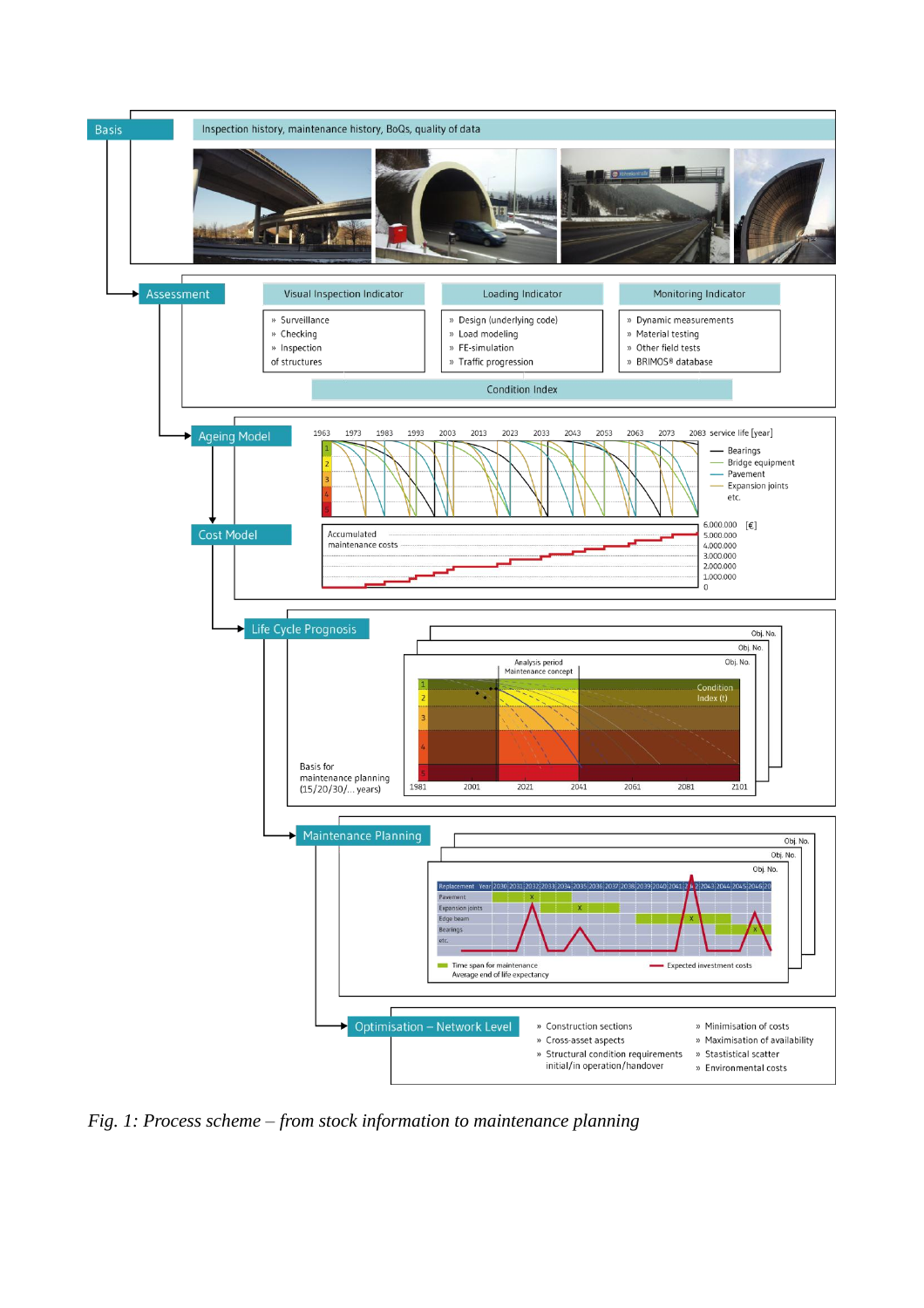**Basis** — Inspection history, maintenance history, BoQs, quality of data

**Assessment**

| Visual Inspection Indicator | Loading Indicator | Monitoring Indicator |
|---|---|---|
| » Surveillance | » Design (underlying code) | » Dynamic measurements |
| » Checking | » Load modeling | » Material testing |
| » Inspection of structures | » FE-simulation | » Other field tests |
| | » Traffic progression | » BRIMOS® database |

Condition Index

**Ageing Model**

1963 1973 1983 1993 2003 2013 2023 2033 2043 2053 2063 2073 2083 service life [year]

Bearings, Bridge equipment, Pavement, Expansion joints, etc.

**Cost Model**

Accumulated maintenance costs

6.000.000 [€], 5.000.000, 4.000.000, 3.000.000, 2.000.000, 1.000.000, 0

**Life Cycle Prognosis**

Obj. No. — Analysis period, Maintenance concept, Condition Index (t)

1981 2001 2021 2041 2061 2081 2101

Basis for maintenance planning (15/20/30/… years)

**Maintenance Planning**

Obj. No. — Replacement, Year 2030–2046; Pavement, Expansion joints, Edge beam, Bearings, etc.

Time span for maintenance, Average end of life expectancy; Expected investment costs

**Optimisation – Network Level**

- » Construction sections
- » Cross-asset aspects
- » Structural condition requirements initial/in operation/handover
- » Minimisation of costs
- » Maximisation of availability
- » Stastistical scatter
- » Environmental costs

*Fig. 1: Process scheme – from stock information to maintenance planning*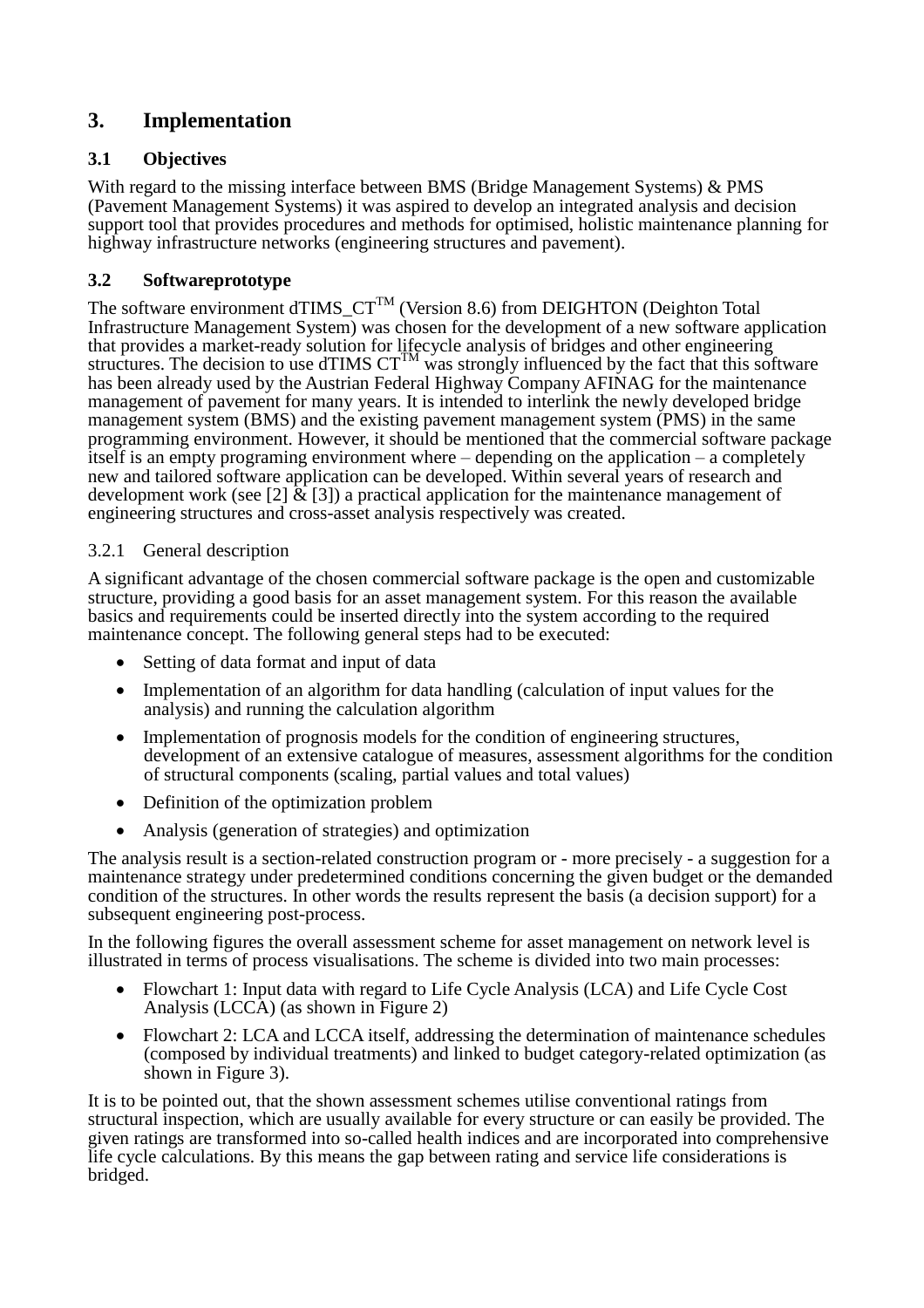# 3. Implementation

## 3.1 Objectives

With regard to the missing interface between BMS (Bridge Management Systems) & PMS (Pavement Management Systems) it was aspired to develop an integrated analysis and decision support tool that provides procedures and methods for optimised, holistic maintenance planning for highway infrastructure networks (engineering structures and pavement).

## 3.2 Softwareprototype

The software environment dTIMS_CT$^{TM}$ (Version 8.6) from DEIGHTON (Deighton Total Infrastructure Management System) was chosen for the development of a new software application that provides a market-ready solution for lifecycle analysis of bridges and other engineering structures. The decision to use dTIMS CT$^{TM}$ was strongly influenced by the fact that this software has been already used by the Austrian Federal Highway Company AFINAG for the maintenance management of pavement for many years. It is intended to interlink the newly developed bridge management system (BMS) and the existing pavement management system (PMS) in the same programming environment. However, it should be mentioned that the commercial software package itself is an empty programing environment where – depending on the application – a completely new and tailored software application can be developed. Within several years of research and development work (see [2] & [3]) a practical application for the maintenance management of engineering structures and cross-asset analysis respectively was created.

### 3.2.1 General description

A significant advantage of the chosen commercial software package is the open and customizable structure, providing a good basis for an asset management system. For this reason the available basics and requirements could be inserted directly into the system according to the required maintenance concept. The following general steps had to be executed:

- Setting of data format and input of data
- Implementation of an algorithm for data handling (calculation of input values for the analysis) and running the calculation algorithm
- Implementation of prognosis models for the condition of engineering structures, development of an extensive catalogue of measures, assessment algorithms for the condition of structural components (scaling, partial values and total values)
- Definition of the optimization problem
- Analysis (generation of strategies) and optimization

The analysis result is a section-related construction program or - more precisely - a suggestion for a maintenance strategy under predetermined conditions concerning the given budget or the demanded condition of the structures. In other words the results represent the basis (a decision support) for a subsequent engineering post-process.

In the following figures the overall assessment scheme for asset management on network level is illustrated in terms of process visualisations. The scheme is divided into two main processes:

- Flowchart 1: Input data with regard to Life Cycle Analysis (LCA) and Life Cycle Cost Analysis (LCCA) (as shown in Figure 2)
- Flowchart 2: LCA and LCCA itself, addressing the determination of maintenance schedules (composed by individual treatments) and linked to budget category-related optimization (as shown in Figure 3).

It is to be pointed out, that the shown assessment schemes utilise conventional ratings from structural inspection, which are usually available for every structure or can easily be provided. The given ratings are transformed into so-called health indices and are incorporated into comprehensive life cycle calculations. By this means the gap between rating and service life considerations is bridged.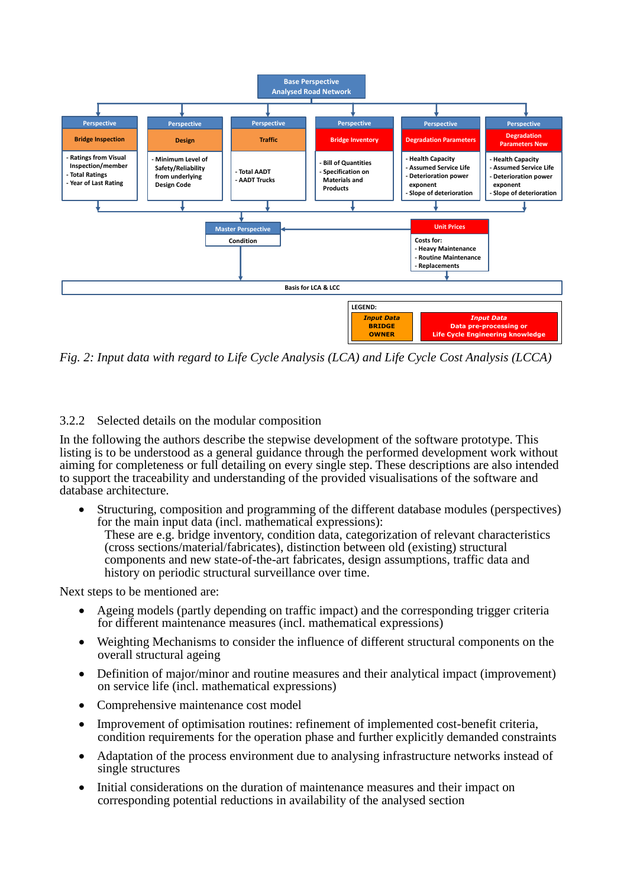*Fig. 2: Input data with regard to Life Cycle Analysis (LCA) and Life Cycle Cost Analysis (LCCA)*

### 3.2.2 Selected details on the modular composition

In the following the authors describe the stepwise development of the software prototype. This listing is to be understood as a general guidance through the performed development work without aiming for completeness or full detailing on every single step. These descriptions are also intended to support the traceability and understanding of the provided visualisations of the software and database architecture.

- Structuring, composition and programming of the different database modules (perspectives) for the main input data (incl. mathematical expressions):
  These are e.g. bridge inventory, condition data, categorization of relevant characteristics (cross sections/material/fabricates), distinction between old (existing) structural components and new state-of-the-art fabricates, design assumptions, traffic data and history on periodic structural surveillance over time.

Next steps to be mentioned are:

- Ageing models (partly depending on traffic impact) and the corresponding trigger criteria for different maintenance measures (incl. mathematical expressions)
- Weighting Mechanisms to consider the influence of different structural components on the overall structural ageing
- Definition of major/minor and routine measures and their analytical impact (improvement) on service life (incl. mathematical expressions)
- Comprehensive maintenance cost model
- Improvement of optimisation routines: refinement of implemented cost-benefit criteria, condition requirements for the operation phase and further explicitly demanded constraints
- Adaptation of the process environment due to analysing infrastructure networks instead of single structures
- Initial considerations on the duration of maintenance measures and their impact on corresponding potential reductions in availability of the analysed section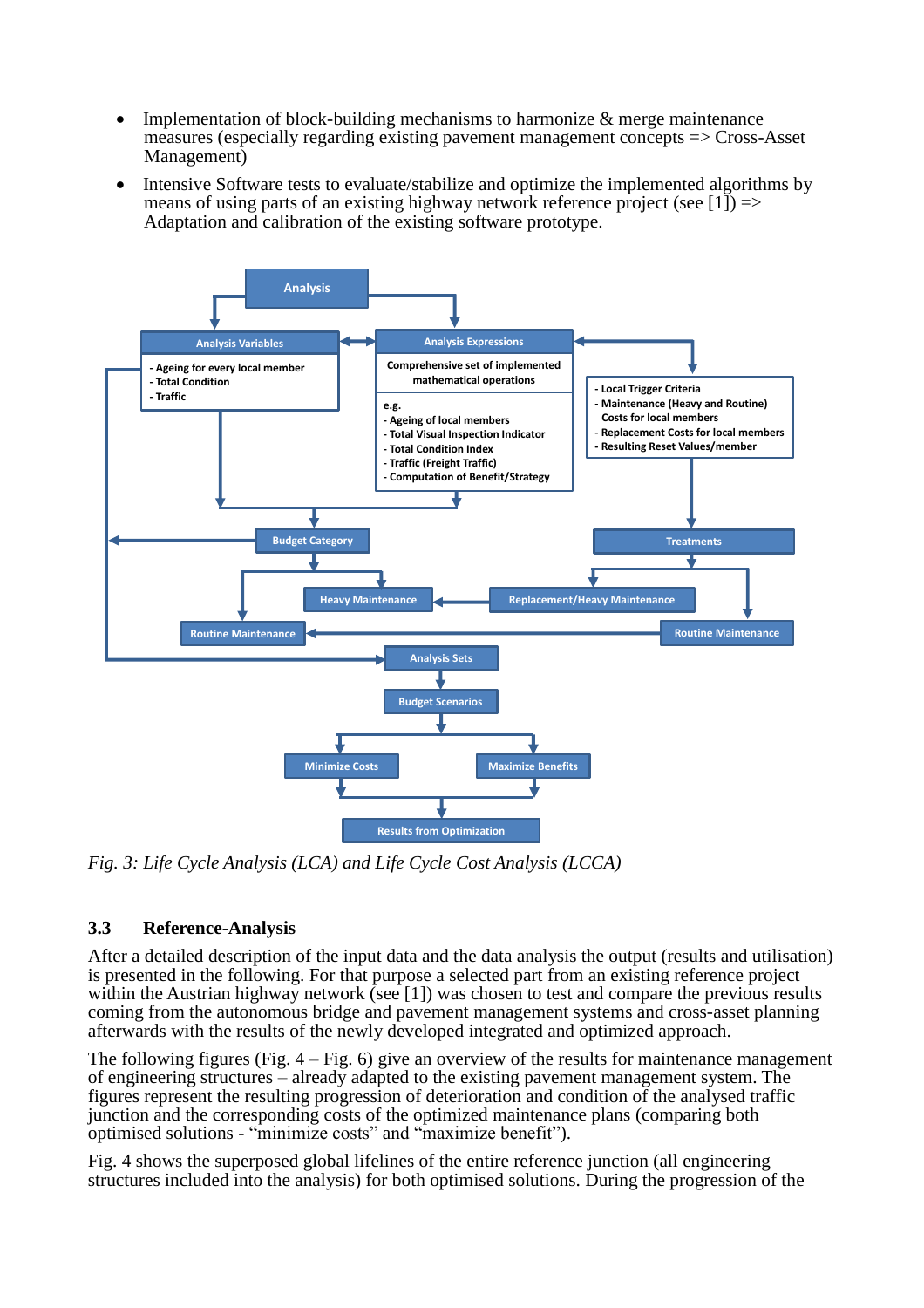- Implementation of block-building mechanisms to harmonize & merge maintenance measures (especially regarding existing pavement management concepts => Cross-Asset Management)
- Intensive Software tests to evaluate/stabilize and optimize the implemented algorithms by means of using parts of an existing highway network reference project (see [1]) => Adaptation and calibration of the existing software prototype.

*Fig. 3: Life Cycle Analysis (LCA) and Life Cycle Cost Analysis (LCCA)*

## 3.3 Reference-Analysis

After a detailed description of the input data and the data analysis the output (results and utilisation) is presented in the following. For that purpose a selected part from an existing reference project within the Austrian highway network (see [1]) was chosen to test and compare the previous results coming from the autonomous bridge and pavement management systems and cross-asset planning afterwards with the results of the newly developed integrated and optimized approach.

The following figures (Fig. 4 – Fig. 6) give an overview of the results for maintenance management of engineering structures – already adapted to the existing pavement management system. The figures represent the resulting progression of deterioration and condition of the analysed traffic junction and the corresponding costs of the optimized maintenance plans (comparing both optimised solutions - "minimize costs" and "maximize benefit").

Fig. 4 shows the superposed global lifelines of the entire reference junction (all engineering structures included into the analysis) for both optimised solutions. During the progression of the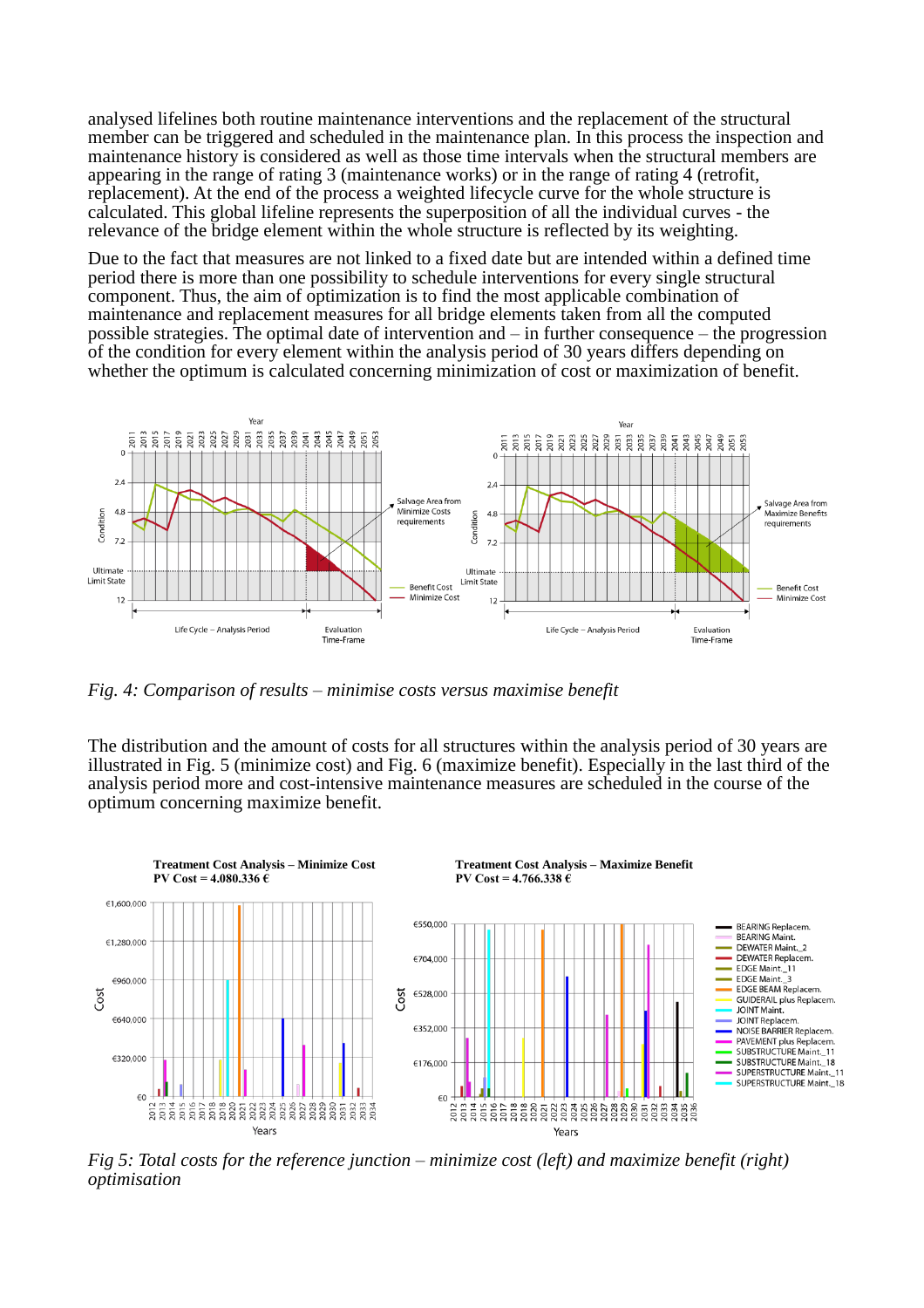analysed lifelines both routine maintenance interventions and the replacement of the structural member can be triggered and scheduled in the maintenance plan. In this process the inspection and maintenance history is considered as well as those time intervals when the structural members are appearing in the range of rating 3 (maintenance works) or in the range of rating 4 (retrofit, replacement). At the end of the process a weighted lifecycle curve for the whole structure is calculated. This global lifeline represents the superposition of all the individual curves - the relevance of the bridge element within the whole structure is reflected by its weighting.

Due to the fact that measures are not linked to a fixed date but are intended within a defined time period there is more than one possibility to schedule interventions for every single structural component. Thus, the aim of optimization is to find the most applicable combination of maintenance and replacement measures for all bridge elements taken from all the computed possible strategies. The optimal date of intervention and – in further consequence – the progression of the condition for every element within the analysis period of 30 years differs depending on whether the optimum is calculated concerning minimization of cost or maximization of benefit.

*Fig. 4: Comparison of results – minimise costs versus maximise benefit*

The distribution and the amount of costs for all structures within the analysis period of 30 years are illustrated in Fig. 5 (minimize cost) and Fig. 6 (maximize benefit). Especially in the last third of the analysis period more and cost-intensive maintenance measures are scheduled in the course of the optimum concerning maximize benefit.

*Fig 5: Total costs for the reference junction – minimize cost (left) and maximize benefit (right) optimisation*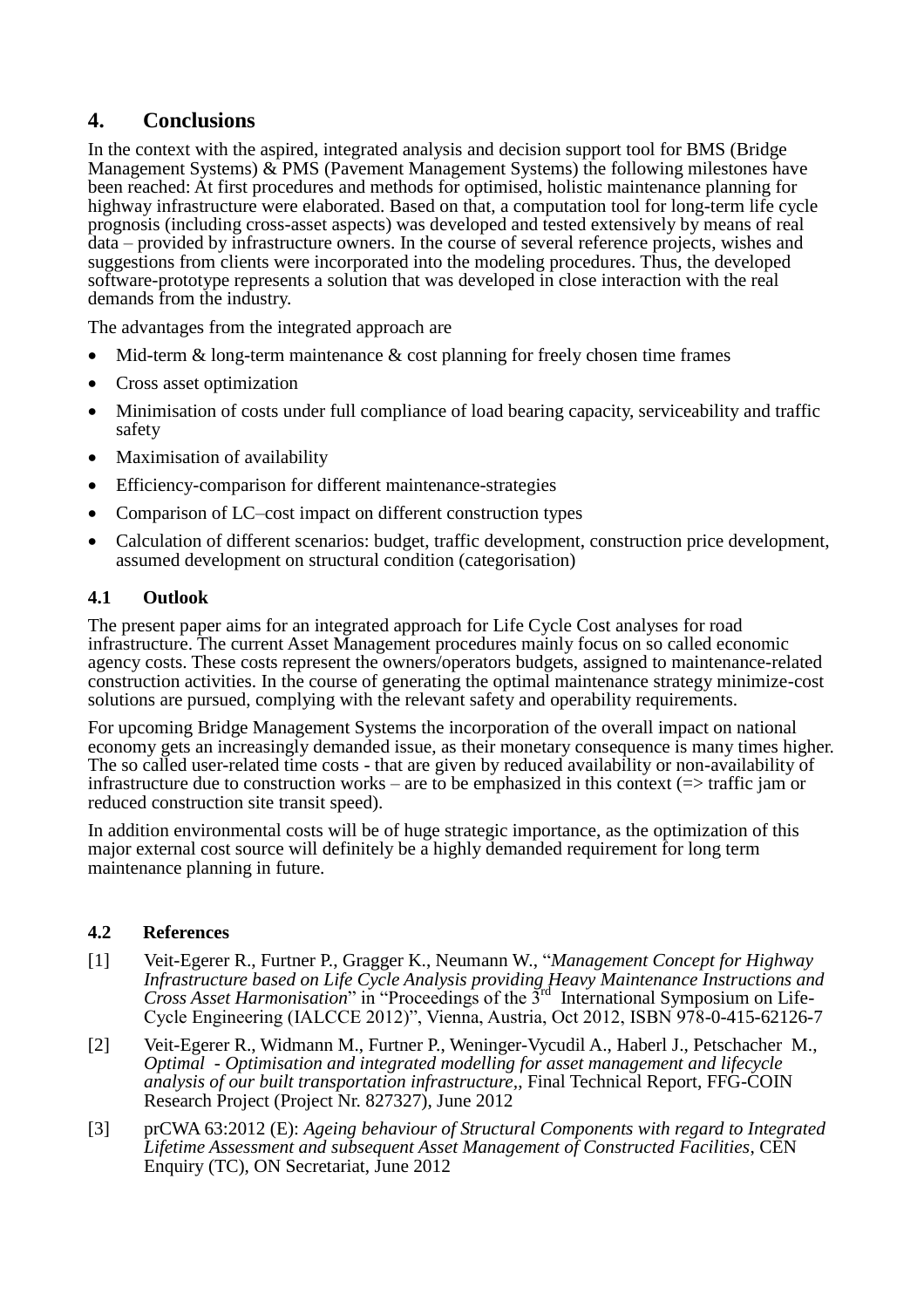## 4. Conclusions

In the context with the aspired, integrated analysis and decision support tool for BMS (Bridge Management Systems) & PMS (Pavement Management Systems) the following milestones have been reached: At first procedures and methods for optimised, holistic maintenance planning for highway infrastructure were elaborated. Based on that, a computation tool for long-term life cycle prognosis (including cross-asset aspects) was developed and tested extensively by means of real data – provided by infrastructure owners. In the course of several reference projects, wishes and suggestions from clients were incorporated into the modeling procedures. Thus, the developed software-prototype represents a solution that was developed in close interaction with the real demands from the industry.

The advantages from the integrated approach are

- Mid-term & long-term maintenance & cost planning for freely chosen time frames
- Cross asset optimization
- Minimisation of costs under full compliance of load bearing capacity, serviceability and traffic safety
- Maximisation of availability
- Efficiency-comparison for different maintenance-strategies
- Comparison of LC–cost impact on different construction types
- Calculation of different scenarios: budget, traffic development, construction price development, assumed development on structural condition (categorisation)

### 4.1 Outlook

The present paper aims for an integrated approach for Life Cycle Cost analyses for road infrastructure. The current Asset Management procedures mainly focus on so called economic agency costs. These costs represent the owners/operators budgets, assigned to maintenance-related construction activities. In the course of generating the optimal maintenance strategy minimize-cost solutions are pursued, complying with the relevant safety and operability requirements.

For upcoming Bridge Management Systems the incorporation of the overall impact on national economy gets an increasingly demanded issue, as their monetary consequence is many times higher. The so called user-related time costs - that are given by reduced availability or non-availability of infrastructure due to construction works – are to be emphasized in this context (=> traffic jam or reduced construction site transit speed).

In addition environmental costs will be of huge strategic importance, as the optimization of this major external cost source will definitely be a highly demanded requirement for long term maintenance planning in future.

### 4.2 References

[1] Veit-Egerer R., Furtner P., Gragger K., Neumann W., "*Management Concept for Highway Infrastructure based on Life Cycle Analysis providing Heavy Maintenance Instructions and Cross Asset Harmonisation*" in "Proceedings of the 3rd International Symposium on Life-Cycle Engineering (IALCCE 2012)", Vienna, Austria, Oct 2012, ISBN 978-0-415-62126-7

[2] Veit-Egerer R., Widmann M., Furtner P., Weninger-Vycudil A., Haberl J., Petschacher M., *Optimal - Optimisation and integrated modelling for asset management and lifecycle analysis of our built transportation infrastructure*,, Final Technical Report, FFG-COIN Research Project (Project Nr. 827327), June 2012

[3] prCWA 63:2012 (E): *Ageing behaviour of Structural Components with regard to Integrated Lifetime Assessment and subsequent Asset Management of Constructed Facilities*, CEN Enquiry (TC), ON Secretariat, June 2012